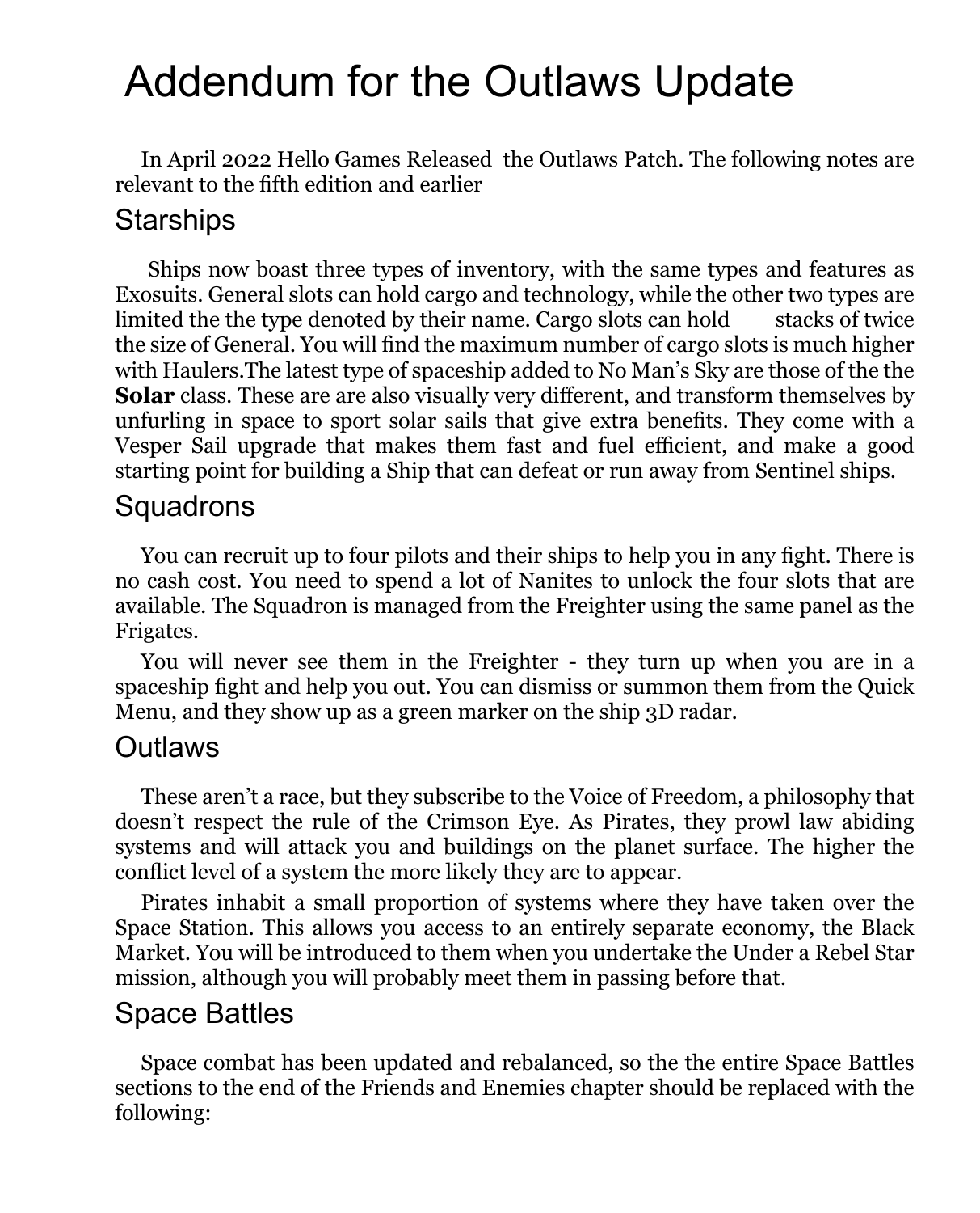# Addendum for the Outlaws Update

In April 2022 Hello Games Released the Outlaws Patch. The following notes are relevant to the fifth edition and earlier

## Starships

Ships now boast three types of inventory, with the same types and features as Exosuits. General slots can hold cargo and technology, while the other two types are limited the the type denoted by their name. Cargo slots can hold stacks of twice the size of General. You will find the maximum number of cargo slots is much higher with Haulers.The latest type of spaceship added to No Man's Sky are those of the the **Solar** class. These are are also visually very different, and transform themselves by unfurling in space to sport solar sails that give extra benefits. They come with a Vesper Sail upgrade that makes them fast and fuel efficient, and make a good starting point for building a Ship that can defeat or run away from Sentinel ships.

## Squadrons

You can recruit up to four pilots and their ships to help you in any fight. There is no cash cost. You need to spend a lot of Nanites to unlock the four slots that are available. The Squadron is managed from the Freighter using the same panel as the Frigates.

You will never see them in the Freighter - they turn up when you are in a spaceship fight and help you out. You can dismiss or summon them from the Quick Menu, and they show up as a green marker on the ship 3D radar.

## Outlaws

These aren't a race, but they subscribe to the Voice of Freedom, a philosophy that doesn't respect the rule of the Crimson Eye. As Pirates, they prowl law abiding systems and will attack you and buildings on the planet surface. The higher the conflict level of a system the more likely they are to appear.

Pirates inhabit a small proportion of systems where they have taken over the Space Station. This allows you access to an entirely separate economy, the Black Market. You will be introduced to them when you undertake the Under a Rebel Star mission, although you will probably meet them in passing before that.

## Space Battles

Space combat has been updated and rebalanced, so the the entire Space Battles sections to the end of the Friends and Enemies chapter should be replaced with the following: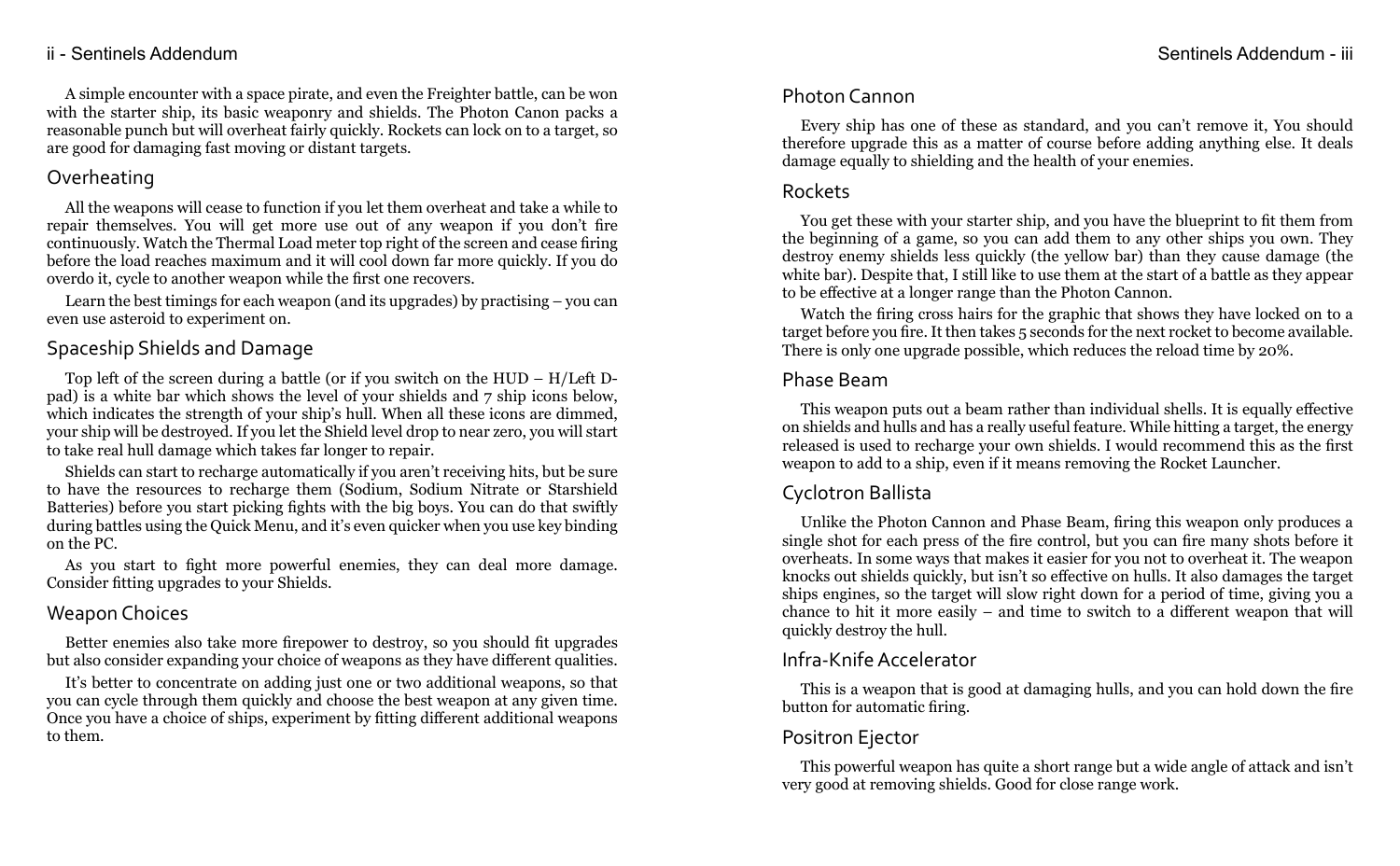A simple encounter with a space pirate, and even the Freighter battle, can be won with the starter ship, its basic weaponry and shields. The Photon Canon packs a reasonable punch but will overheat fairly quickly. Rockets can lock on to a target, so are good for damaging fast moving or distant targets.

## Overheating

All the weapons will cease to function if you let them overheat and take a while to repair themselves. You will get more use out of any weapon if you don't fire continuously. Watch the Thermal Load meter top right of the screen and cease firing before the load reaches maximum and it will cool down far more quickly. If you do overdo it, cycle to another weapon while the first one recovers.

Learn the best timings for each weapon (and its upgrades) by practising – you can even use asteroid to experiment on.

## Spaceship Shields and Damage

Top left of the screen during a battle (or if you switch on the HUD – H/Left D-pad) is a white bar which shows the level of your shields and 7 ship icons below, which indicates the strength of your ship's hull. When all these icons are dimmed, your ship will be destroyed. If you let the Shield level drop to near zero, you will start to take real hull damage which takes far longer to repair.

Shields can start to recharge automatically if you aren't receiving hits, but be sure to have the resources to recharge them (Sodium, Sodium Nitrate or Starshield Batteries) before you start picking fights with the big boys. You can do that swiftly during battles using the Quick Menu, and it's even quicker when you use key binding on the PC.

As you start to fight more powerful enemies, they can deal more damage. Consider fitting upgrades to your Shields.

## Weapon Choices

Better enemies also take more firepower to destroy, so you should fit upgrades but also consider expanding your choice of weapons as they have different qualities.

It's better to concentrate on adding just one or two additional weapons, so that you can cycle through them quickly and choose the best weapon at any given time. Once you have a choice of ships, experiment by fitting different additional weapons to them.

## Photon Cannon

Every ship has one of these as standard, and you can't remove it, You should therefore upgrade this as a matter of course before adding anything else. It deals damage equally to shielding and the health of your enemies.

## Rockets

You get these with your starter ship, and you have the blueprint to fit them from the beginning of a game, so you can add them to any other ships you own. They destroy enemy shields less quickly (the yellow bar) than they cause damage (the white bar). Despite that, I still like to use them at the start of a battle as they appear to be effective at a longer range than the Photon Cannon.

Watch the firing cross hairs for the graphic that shows they have locked on to a target before you fire. It then takes 5 seconds for the next rocket to become available. There is only one upgrade possible, which reduces the reload time by 20%.

## Phase Beam

This weapon puts out a beam rather than individual shells. It is equally effective on shields and hulls and has a really useful feature. While hitting a target, the energy released is used to recharge your own shields. I would recommend this as the first weapon to add to a ship, even if it means removing the Rocket Launcher.

## Cyclotron Ballista

Unlike the Photon Cannon and Phase Beam, firing this weapon only produces a single shot for each press of the fire control, but you can fire many shots before it overheats. In some ways that makes it easier for you not to overheat it. The weapon knocks out shields quickly, but isn't so effective on hulls. It also damages the target ships engines, so the target will slow right down for a period of time, giving you a chance to hit it more easily – and time to switch to a different weapon that will quickly destroy the hull.

## Infra-Knife Accelerator

This is a weapon that is good at damaging hulls, and you can hold down the fire button for automatic firing.

## Positron Ejector

This powerful weapon has quite a short range but a wide angle of attack and isn't very good at removing shields. Good for close range work.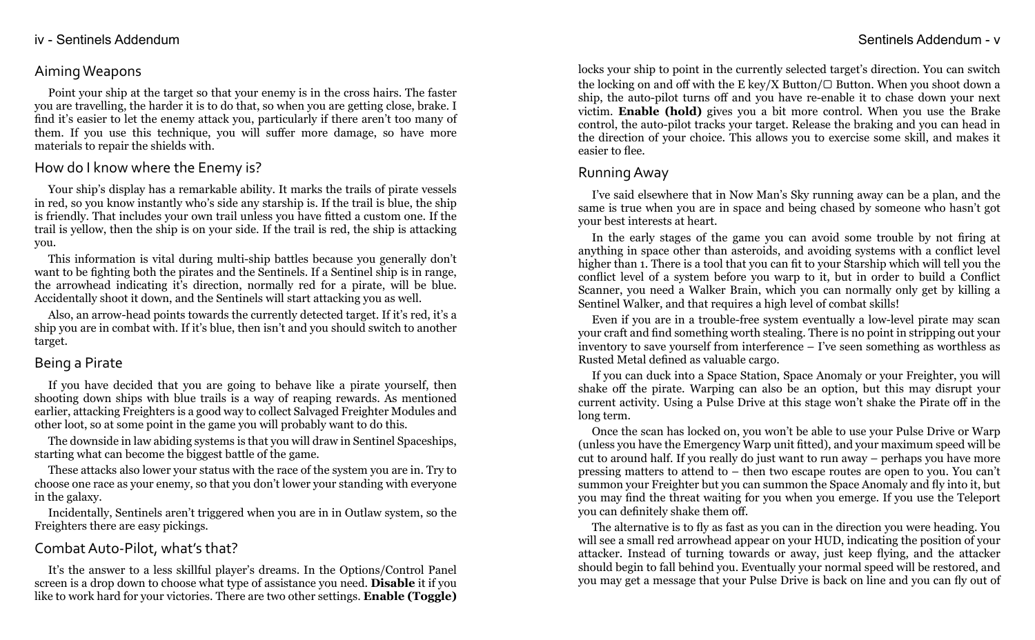## Aiming Weapons

Point your ship at the target so that your enemy is in the cross hairs. The faster you are travelling, the harder it is to do that, so when you are getting close, brake. I find it's easier to let the enemy attack you, particularly if there aren't too many of them. If you use this technique, you will suffer more damage, so have more materials to repair the shields with.

## How do I know where the Enemy is?

Your ship's display has a remarkable ability. It marks the trails of pirate vessels in red, so you know instantly who's side any starship is. If the trail is blue, the ship is friendly. That includes your own trail unless you have fitted a custom one. If the trail is yellow, then the ship is on your side. If the trail is red, the ship is attacking you.

This information is vital during multi-ship battles because you generally don't want to be fighting both the pirates and the Sentinels. If a Sentinel ship is in range, the arrowhead indicating it's direction, normally red for a pirate, will be blue. Accidentally shoot it down, and the Sentinels will start attacking you as well.

Also, an arrow-head points towards the currently detected target. If it's red, it's a ship you are in combat with. If it's blue, then isn't and you should switch to another target.

## Being a Pirate

If you have decided that you are going to behave like a pirate yourself, then shooting down ships with blue trails is a way of reaping rewards. As mentioned earlier, attacking Freighters is a good way to collect Salvaged Freighter Modules and other loot, so at some point in the game you will probably want to do this.

The downside in law abiding systems is that you will draw in Sentinel Spaceships, starting what can become the biggest battle of the game.

These attacks also lower your status with the race of the system you are in. Try to choose one race as your enemy, so that you don't lower your standing with everyone in the galaxy.

Incidentally, Sentinels aren't triggered when you are in in Outlaw system, so the Freighters there are easy pickings.

## Combat Auto-Pilot, what's that?

It's the answer to a less skillful player's dreams. In the Options/Control Panel screen is a drop down to choose what type of assistance you need. **Disable** it if you like to work hard for your victories. There are two other settings. **Enable (Toggle)** locks your ship to point in the currently selected target's direction. You can switch the locking on and off with the E key/X Button/▢ Button. When you shoot down a ship, the auto-pilot turns off and you have re-enable it to chase down your next victim. **Enable (hold)** gives you a bit more control. When you use the Brake control, the auto-pilot tracks your target. Release the braking and you can head in the direction of your choice. This allows you to exercise some skill, and makes it easier to flee.

## Running Away

I've said elsewhere that in Now Man's Sky running away can be a plan, and the same is true when you are in space and being chased by someone who hasn't got your best interests at heart.

In the early stages of the game you can avoid some trouble by not firing at anything in space other than asteroids, and avoiding systems with a conflict level higher than 1. There is a tool that you can fit to your Starship which will tell you the conflict level of a system before you warp to it, but in order to build a Conflict Scanner, you need a Walker Brain, which you can normally only get by killing a Sentinel Walker, and that requires a high level of combat skills!

Even if you are in a trouble-free system eventually a low-level pirate may scan your craft and find something worth stealing. There is no point in stripping out your inventory to save yourself from interference – I've seen something as worthless as Rusted Metal defined as valuable cargo.

If you can duck into a Space Station, Space Anomaly or your Freighter, you will shake off the pirate. Warping can also be an option, but this may disrupt your current activity. Using a Pulse Drive at this stage won't shake the Pirate off in the long term.

Once the scan has locked on, you won't be able to use your Pulse Drive or Warp (unless you have the Emergency Warp unit fitted), and your maximum speed will be cut to around half. If you really do just want to run away – perhaps you have more pressing matters to attend to – then two escape routes are open to you. You can't summon your Freighter but you can summon the Space Anomaly and fly into it, but you may find the threat waiting for you when you emerge. If you use the Teleport you can definitely shake them off.

The alternative is to fly as fast as you can in the direction you were heading. You will see a small red arrowhead appear on your HUD, indicating the position of your attacker. Instead of turning towards or away, just keep flying, and the attacker should begin to fall behind you. Eventually your normal speed will be restored, and you may get a message that your Pulse Drive is back on line and you can fly out of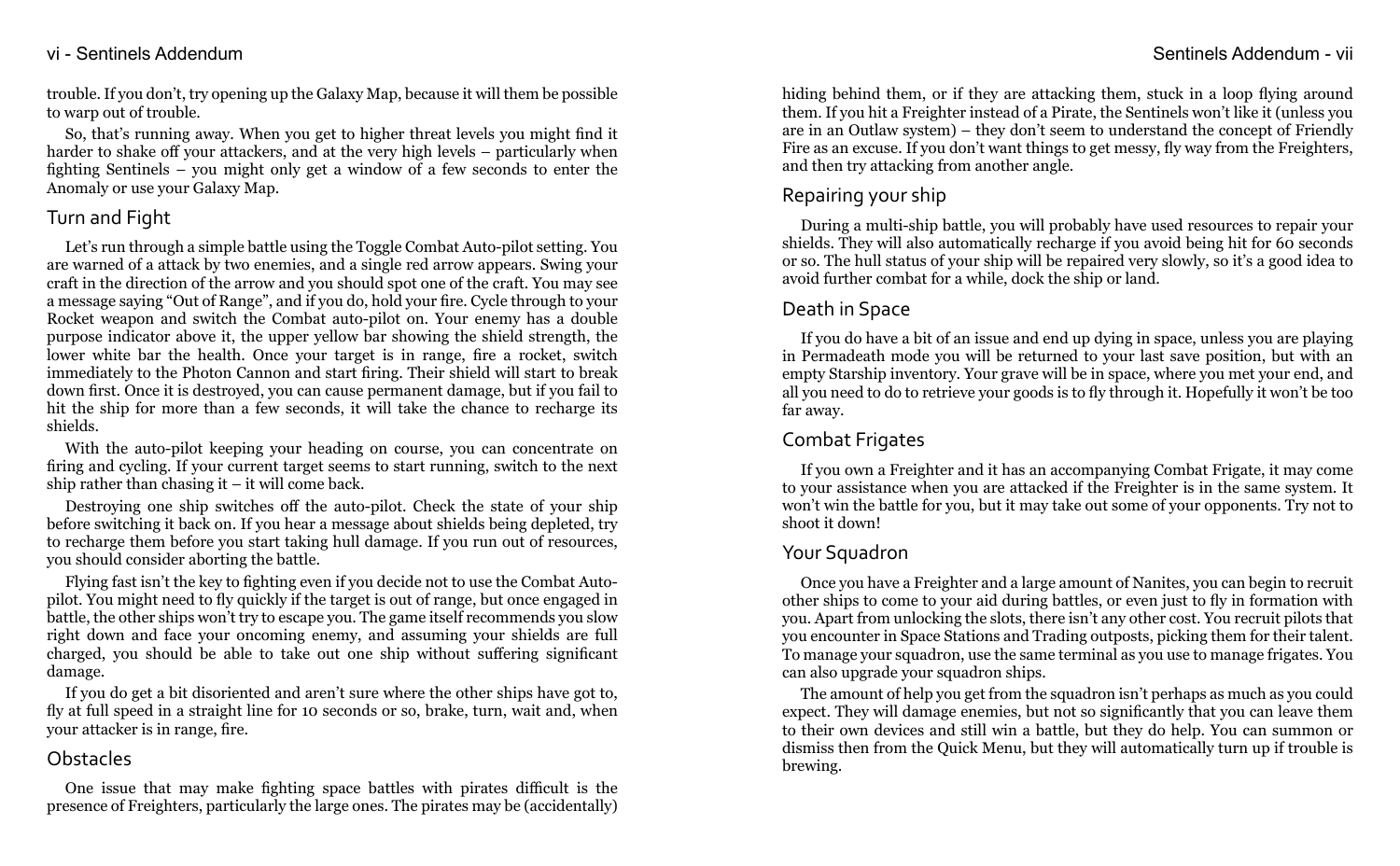trouble. If you don't, try opening up the Galaxy Map, because it will them be possible to warp out of trouble.

So, that's running away. When you get to higher threat levels you might find it harder to shake off your attackers, and at the very high levels – particularly when fighting Sentinels – you might only get a window of a few seconds to enter the Anomaly or use your Galaxy Map.

## Turn and Fight

Let's run through a simple battle using the Toggle Combat Auto-pilot setting. You are warned of a attack by two enemies, and a single red arrow appears. Swing your craft in the direction of the arrow and you should spot one of the craft. You may see a message saying "Out of Range", and if you do, hold your fire. Cycle through to your Rocket weapon and switch the Combat auto-pilot on. Your enemy has a double purpose indicator above it, the upper yellow bar showing the shield strength, the lower white bar the health. Once your target is in range, fire a rocket, switch immediately to the Photon Cannon and start firing. Their shield will start to break down first. Once it is destroyed, you can cause permanent damage, but if you fail to hit the ship for more than a few seconds, it will take the chance to recharge its shields.

With the auto-pilot keeping your heading on course, you can concentrate on firing and cycling. If your current target seems to start running, switch to the next ship rather than chasing it – it will come back.

Destroying one ship switches off the auto-pilot. Check the state of your ship before switching it back on. If you hear a message about shields being depleted, try to recharge them before you start taking hull damage. If you run out of resources, you should consider aborting the battle.

Flying fast isn't the key to fighting even if you decide not to use the Combat Auto-pilot. You might need to fly quickly if the target is out of range, but once engaged in battle, the other ships won't try to escape you. The game itself recommends you slow right down and face your oncoming enemy, and assuming your shields are full charged, you should be able to take out one ship without suffering significant damage.

If you do get a bit disoriented and aren't sure where the other ships have got to, fly at full speed in a straight line for 10 seconds or so, brake, turn, wait and, when your attacker is in range, fire.

## Obstacles

One issue that may make fighting space battles with pirates difficult is the presence of Freighters, particularly the large ones. The pirates may be (accidentally) hiding behind them, or if they are attacking them, stuck in a loop flying around them. If you hit a Freighter instead of a Pirate, the Sentinels won't like it (unless you are in an Outlaw system) – they don't seem to understand the concept of Friendly Fire as an excuse. If you don't want things to get messy, fly way from the Freighters, and then try attacking from another angle.

## Repairing your ship

During a multi-ship battle, you will probably have used resources to repair your shields. They will also automatically recharge if you avoid being hit for 60 seconds or so. The hull status of your ship will be repaired very slowly, so it's a good idea to avoid further combat for a while, dock the ship or land.

## Death in Space

If you do have a bit of an issue and end up dying in space, unless you are playing in Permadeath mode you will be returned to your last save position, but with an empty Starship inventory. Your grave will be in space, where you met your end, and all you need to do to retrieve your goods is to fly through it. Hopefully it won't be too far away.

## Combat Frigates

If you own a Freighter and it has an accompanying Combat Frigate, it may come to your assistance when you are attacked if the Freighter is in the same system. It won't win the battle for you, but it may take out some of your opponents. Try not to shoot it down!

## Your Squadron

Once you have a Freighter and a large amount of Nanites, you can begin to recruit other ships to come to your aid during battles, or even just to fly in formation with you. Apart from unlocking the slots, there isn't any other cost. You recruit pilots that you encounter in Space Stations and Trading outposts, picking them for their talent. To manage your squadron, use the same terminal as you use to manage frigates. You can also upgrade your squadron ships.

The amount of help you get from the squadron isn't perhaps as much as you could expect. They will damage enemies, but not so significantly that you can leave them to their own devices and still win a battle, but they do help. You can summon or dismiss then from the Quick Menu, but they will automatically turn up if trouble is brewing.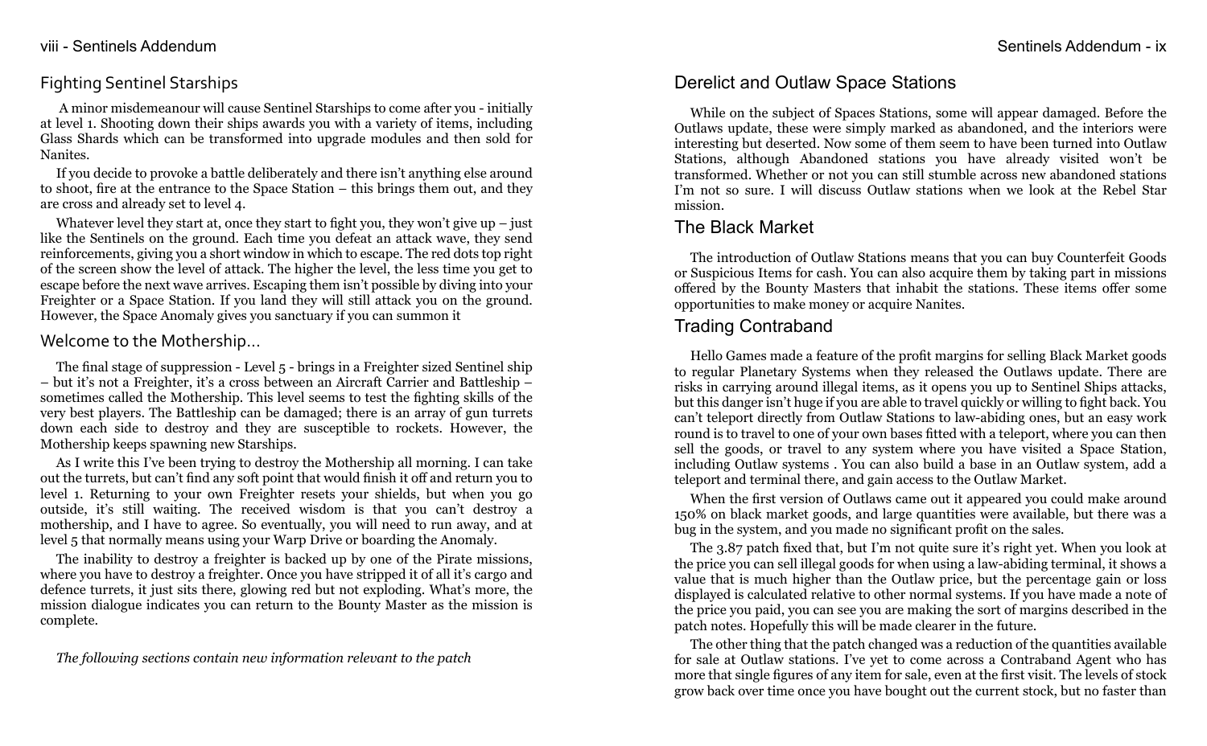## Fighting Sentinel Starships

A minor misdemeanour will cause Sentinel Starships to come after you - initially at level 1. Shooting down their ships awards you with a variety of items, including Glass Shards which can be transformed into upgrade modules and then sold for Nanites.

If you decide to provoke a battle deliberately and there isn't anything else around to shoot, fire at the entrance to the Space Station – this brings them out, and they are cross and already set to level 4.

Whatever level they start at, once they start to fight you, they won't give up – just like the Sentinels on the ground. Each time you defeat an attack wave, they send reinforcements, giving you a short window in which to escape. The red dots top right of the screen show the level of attack. The higher the level, the less time you get to escape before the next wave arrives. Escaping them isn't possible by diving into your Freighter or a Space Station. If you land they will still attack you on the ground. However, the Space Anomaly gives you sanctuary if you can summon it

## Welcome to the Mothership...

The final stage of suppression - Level 5 - brings in a Freighter sized Sentinel ship – but it's not a Freighter, it's a cross between an Aircraft Carrier and Battleship – sometimes called the Mothership. This level seems to test the fighting skills of the very best players. The Battleship can be damaged; there is an array of gun turrets down each side to destroy and they are susceptible to rockets. However, the Mothership keeps spawning new Starships.

As I write this I've been trying to destroy the Mothership all morning. I can take out the turrets, but can't find any soft point that would finish it off and return you to level 1. Returning to your own Freighter resets your shields, but when you go outside, it's still waiting. The received wisdom is that you can't destroy a mothership, and I have to agree. So eventually, you will need to run away, and at level 5 that normally means using your Warp Drive or boarding the Anomaly.

The inability to destroy a freighter is backed up by one of the Pirate missions, where you have to destroy a freighter. Once you have stripped it of all it's cargo and defence turrets, it just sits there, glowing red but not exploding. What's more, the mission dialogue indicates you can return to the Bounty Master as the mission is complete.

*The following sections contain new information relevant to the patch*

## Derelict and Outlaw Space Stations

While on the subject of Spaces Stations, some will appear damaged. Before the Outlaws update, these were simply marked as abandoned, and the interiors were interesting but deserted. Now some of them seem to have been turned into Outlaw Stations, although Abandoned stations you have already visited won't be transformed. Whether or not you can still stumble across new abandoned stations I'm not so sure. I will discuss Outlaw stations when we look at the Rebel Star mission.

## The Black Market

The introduction of Outlaw Stations means that you can buy Counterfeit Goods or Suspicious Items for cash. You can also acquire them by taking part in missions offered by the Bounty Masters that inhabit the stations. These items offer some opportunities to make money or acquire Nanites.

## Trading Contraband

Hello Games made a feature of the profit margins for selling Black Market goods to regular Planetary Systems when they released the Outlaws update. There are risks in carrying around illegal items, as it opens you up to Sentinel Ships attacks, but this danger isn't huge if you are able to travel quickly or willing to fight back. You can't teleport directly from Outlaw Stations to law-abiding ones, but an easy work round is to travel to one of your own bases fitted with a teleport, where you can then sell the goods, or travel to any system where you have visited a Space Station, including Outlaw systems . You can also build a base in an Outlaw system, add a teleport and terminal there, and gain access to the Outlaw Market.

When the first version of Outlaws came out it appeared you could make around 150% on black market goods, and large quantities were available, but there was a bug in the system, and you made no significant profit on the sales.

The 3.87 patch fixed that, but I'm not quite sure it's right yet. When you look at the price you can sell illegal goods for when using a law-abiding terminal, it shows a value that is much higher than the Outlaw price, but the percentage gain or loss displayed is calculated relative to other normal systems. If you have made a note of the price you paid, you can see you are making the sort of margins described in the patch notes. Hopefully this will be made clearer in the future.

The other thing that the patch changed was a reduction of the quantities available for sale at Outlaw stations. I've yet to come across a Contraband Agent who has more that single figures of any item for sale, even at the first visit. The levels of stock grow back over time once you have bought out the current stock, but no faster than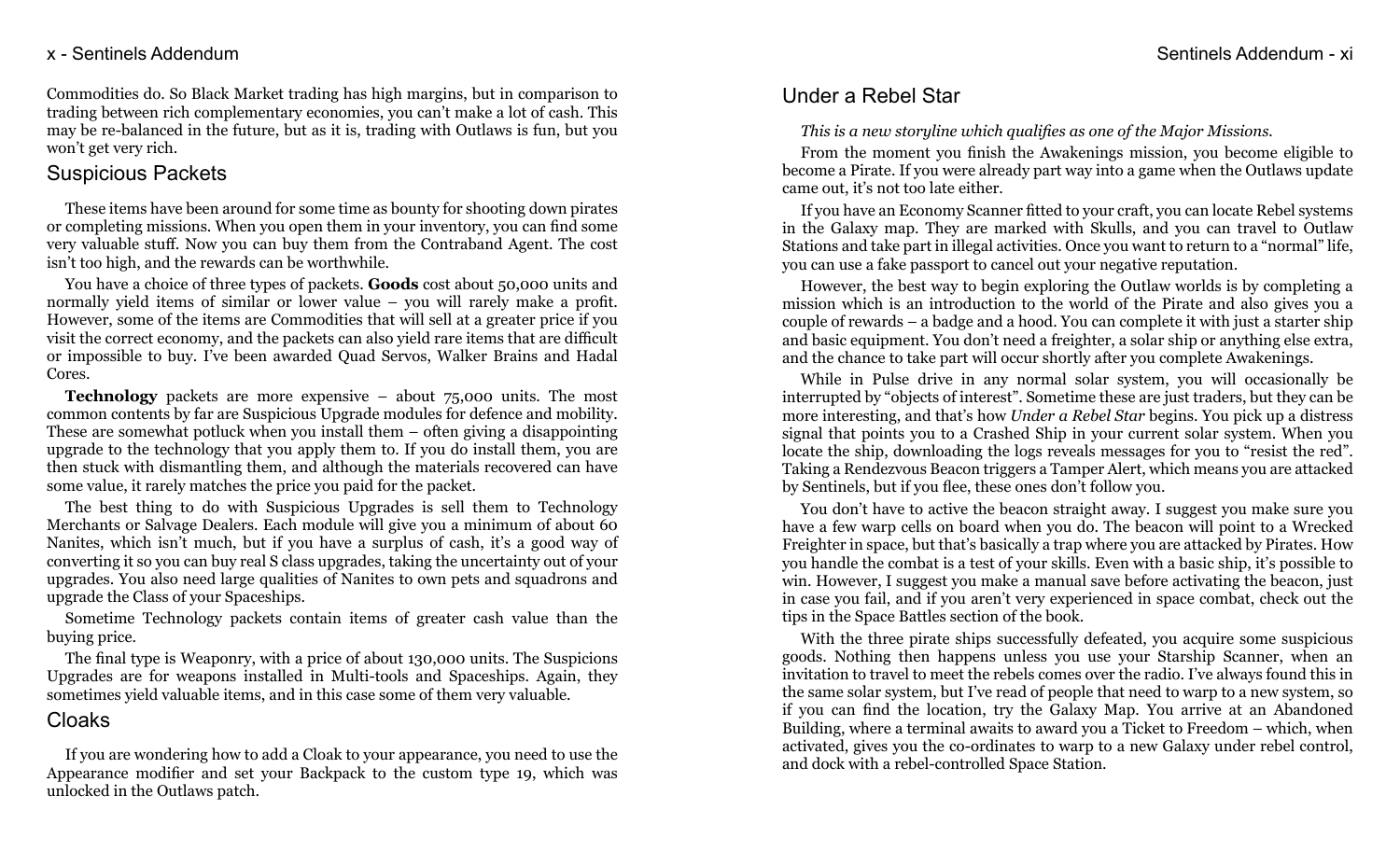Commodities do. So Black Market trading has high margins, but in comparison to trading between rich complementary economies, you can't make a lot of cash. This may be re-balanced in the future, but as it is, trading with Outlaws is fun, but you won't get very rich.

## Suspicious Packets

These items have been around for some time as bounty for shooting down pirates or completing missions. When you open them in your inventory, you can find some very valuable stuff. Now you can buy them from the Contraband Agent. The cost isn't too high, and the rewards can be worthwhile.

You have a choice of three types of packets. **Goods** cost about 50,000 units and normally yield items of similar or lower value – you will rarely make a profit. However, some of the items are Commodities that will sell at a greater price if you visit the correct economy, and the packets can also yield rare items that are difficult or impossible to buy. I've been awarded Quad Servos, Walker Brains and Hadal Cores.

**Technology** packets are more expensive – about 75,000 units. The most common contents by far are Suspicious Upgrade modules for defence and mobility. These are somewhat potluck when you install them – often giving a disappointing upgrade to the technology that you apply them to. If you do install them, you are then stuck with dismantling them, and although the materials recovered can have some value, it rarely matches the price you paid for the packet.

The best thing to do with Suspicious Upgrades is sell them to Technology Merchants or Salvage Dealers. Each module will give you a minimum of about 60 Nanites, which isn't much, but if you have a surplus of cash, it's a good way of converting it so you can buy real S class upgrades, taking the uncertainty out of your upgrades. You also need large qualities of Nanites to own pets and squadrons and upgrade the Class of your Spaceships.

Sometime Technology packets contain items of greater cash value than the buying price.

The final type is Weaponry, with a price of about 130,000 units. The Suspicions Upgrades are for weapons installed in Multi-tools and Spaceships. Again, they sometimes yield valuable items, and in this case some of them very valuable.

## Cloaks

If you are wondering how to add a Cloak to your appearance, you need to use the Appearance modifier and set your Backpack to the custom type 19, which was unlocked in the Outlaws patch.

## Under a Rebel Star

*This is a new storyline which qualifies as one of the Major Missions.*

From the moment you finish the Awakenings mission, you become eligible to become a Pirate. If you were already part way into a game when the Outlaws update came out, it's not too late either.

If you have an Economy Scanner fitted to your craft, you can locate Rebel systems in the Galaxy map. They are marked with Skulls, and you can travel to Outlaw Stations and take part in illegal activities. Once you want to return to a "normal" life, you can use a fake passport to cancel out your negative reputation.

However, the best way to begin exploring the Outlaw worlds is by completing a mission which is an introduction to the world of the Pirate and also gives you a couple of rewards – a badge and a hood. You can complete it with just a starter ship and basic equipment. You don't need a freighter, a solar ship or anything else extra, and the chance to take part will occur shortly after you complete Awakenings.

While in Pulse drive in any normal solar system, you will occasionally be interrupted by "objects of interest". Sometime these are just traders, but they can be more interesting, and that's how *Under a Rebel Star* begins. You pick up a distress signal that points you to a Crashed Ship in your current solar system. When you locate the ship, downloading the logs reveals messages for you to "resist the red". Taking a Rendezvous Beacon triggers a Tamper Alert, which means you are attacked by Sentinels, but if you flee, these ones don't follow you.

You don't have to active the beacon straight away. I suggest you make sure you have a few warp cells on board when you do. The beacon will point to a Wrecked Freighter in space, but that's basically a trap where you are attacked by Pirates. How you handle the combat is a test of your skills. Even with a basic ship, it's possible to win. However, I suggest you make a manual save before activating the beacon, just in case you fail, and if you aren't very experienced in space combat, check out the tips in the Space Battles section of the book.

With the three pirate ships successfully defeated, you acquire some suspicious goods. Nothing then happens unless you use your Starship Scanner, when an invitation to travel to meet the rebels comes over the radio. I've always found this in the same solar system, but I've read of people that need to warp to a new system, so if you can find the location, try the Galaxy Map. You arrive at an Abandoned Building, where a terminal awaits to award you a Ticket to Freedom – which, when activated, gives you the co-ordinates to warp to a new Galaxy under rebel control, and dock with a rebel-controlled Space Station.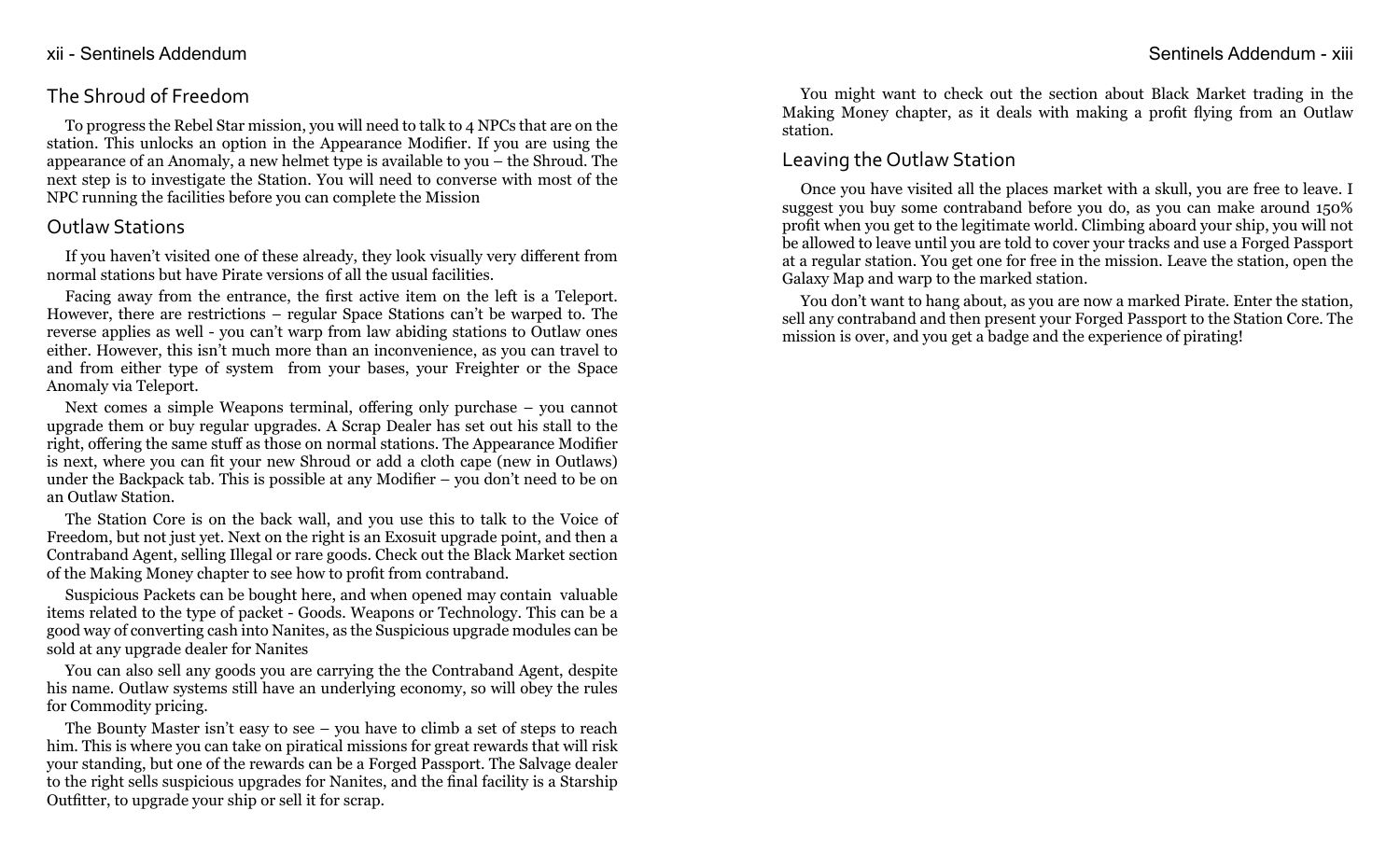## The Shroud of Freedom

To progress the Rebel Star mission, you will need to talk to 4 NPCs that are on the station. This unlocks an option in the Appearance Modifier. If you are using the appearance of an Anomaly, a new helmet type is available to you – the Shroud. The next step is to investigate the Station. You will need to converse with most of the NPC running the facilities before you can complete the Mission

## Outlaw Stations

If you haven't visited one of these already, they look visually very different from normal stations but have Pirate versions of all the usual facilities.

Facing away from the entrance, the first active item on the left is a Teleport. However, there are restrictions – regular Space Stations can't be warped to. The reverse applies as well - you can't warp from law abiding stations to Outlaw ones either. However, this isn't much more than an inconvenience, as you can travel to and from either type of system from your bases, your Freighter or the Space Anomaly via Teleport.

Next comes a simple Weapons terminal, offering only purchase – you cannot upgrade them or buy regular upgrades. A Scrap Dealer has set out his stall to the right, offering the same stuff as those on normal stations. The Appearance Modifier is next, where you can fit your new Shroud or add a cloth cape (new in Outlaws) under the Backpack tab. This is possible at any Modifier – you don't need to be on an Outlaw Station.

The Station Core is on the back wall, and you use this to talk to the Voice of Freedom, but not just yet. Next on the right is an Exosuit upgrade point, and then a Contraband Agent, selling Illegal or rare goods. Check out the Black Market section of the Making Money chapter to see how to profit from contraband.

Suspicious Packets can be bought here, and when opened may contain valuable items related to the type of packet - Goods. Weapons or Technology. This can be a good way of converting cash into Nanites, as the Suspicious upgrade modules can be sold at any upgrade dealer for Nanites

You can also sell any goods you are carrying the the Contraband Agent, despite his name. Outlaw systems still have an underlying economy, so will obey the rules for Commodity pricing.

The Bounty Master isn't easy to see – you have to climb a set of steps to reach him. This is where you can take on piratical missions for great rewards that will risk your standing, but one of the rewards can be a Forged Passport. The Salvage dealer to the right sells suspicious upgrades for Nanites, and the final facility is a Starship Outfitter, to upgrade your ship or sell it for scrap.

You might want to check out the section about Black Market trading in the Making Money chapter, as it deals with making a profit flying from an Outlaw station.

## Leaving the Outlaw Station

Once you have visited all the places market with a skull, you are free to leave. I suggest you buy some contraband before you do, as you can make around 150% profit when you get to the legitimate world. Climbing aboard your ship, you will not be allowed to leave until you are told to cover your tracks and use a Forged Passport at a regular station. You get one for free in the mission. Leave the station, open the Galaxy Map and warp to the marked station.

You don't want to hang about, as you are now a marked Pirate. Enter the station, sell any contraband and then present your Forged Passport to the Station Core. The mission is over, and you get a badge and the experience of pirating!